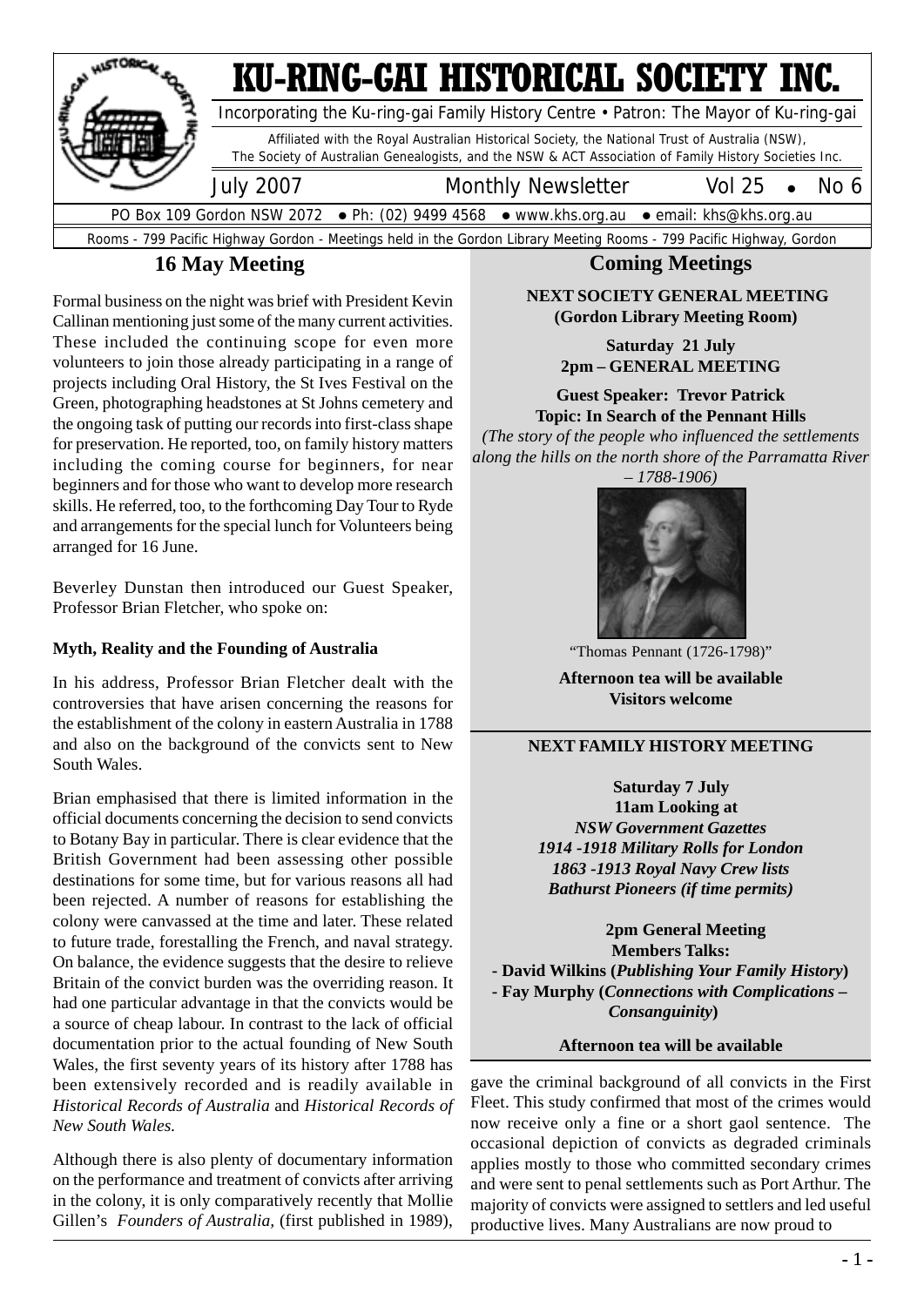# KU-RING-GAI HISTORICAL SOCIETY INC.

Incorporating the Ku-ring-gai Family History Centre • Patron: The Mayor of Ku-ring-gai

Affiliated with the Royal Australian Historical Society, the National Trust of Australia (NSW), The Society of Australian Genealogists, and the NSW & ACT Association of Family History Societies Inc.

July 2007 — Monthly Newsletter — Vol 25 • No 6

PO Box 109 Gordon NSW 2072 • Ph: (02) 9499 4568 • www.khs.org.au • email: khs@khs.org.au

Rooms - 799 Pacific Highway Gordon - Meetings held in the Gordon Library Meeting Rooms - 799 Pacific Highway, Gordon

## 16 May Meeting

Formal business on the night was brief with President Kevin Callinan mentioning just some of the many current activities. These included the continuing scope for even more volunteers to join those already participating in a range of projects including Oral History, the St Ives Festival on the Green, photographing headstones at St Johns cemetery and the ongoing task of putting our records into first-class shape for preservation. He reported, too, on family history matters including the coming course for beginners, for near beginners and for those who want to develop more research skills. He referred, too, to the forthcoming Day Tour to Ryde and arrangements for the special lunch for Volunteers being arranged for 16 June.

Beverley Dunstan then introduced our Guest Speaker, Professor Brian Fletcher, who spoke on:

**Myth, Reality and the Founding of Australia**

In his address, Professor Brian Fletcher dealt with the controversies that have arisen concerning the reasons for the establishment of the colony in eastern Australia in 1788 and also on the background of the convicts sent to New South Wales.

Brian emphasised that there is limited information in the official documents concerning the decision to send convicts to Botany Bay in particular. There is clear evidence that the British Government had been assessing other possible destinations for some time, but for various reasons all had been rejected. A number of reasons for establishing the colony were canvassed at the time and later. These related to future trade, forestalling the French, and naval strategy. On balance, the evidence suggests that the desire to relieve Britain of the convict burden was the overriding reason. It had one particular advantage in that the convicts would be a source of cheap labour. In contrast to the lack of official documentation prior to the actual founding of New South Wales, the first seventy years of its history after 1788 has been extensively recorded and is readily available in *Historical Records of Australia* and *Historical Records of New South Wales.*

Although there is also plenty of documentary information on the performance and treatment of convicts after arriving in the colony, it is only comparatively recently that Mollie Gillen's *Founders of Australia,* (first published in 1989), gave the criminal background of all convicts in the First Fleet. This study confirmed that most of the crimes would now receive only a fine or a short gaol sentence. The occasional depiction of convicts as degraded criminals applies mostly to those who committed secondary crimes and were sent to penal settlements such as Port Arthur. The majority of convicts were assigned to settlers and led useful productive lives. Many Australians are now proud to

## Coming Meetings

**NEXT SOCIETY GENERAL MEETING (Gordon Library Meeting Room)**

**Saturday 21 July**
**2pm – GENERAL MEETING**

**Guest Speaker: Trevor Patrick**
**Topic: In Search of the Pennant Hills**

*(The story of the people who influenced the settlements along the hills on the north shore of the Parramatta River – 1788-1906)*

"Thomas Pennant (1726-1798)"

**Afternoon tea will be available**
**Visitors welcome**

**NEXT FAMILY HISTORY MEETING**

**Saturday 7 July**
**11am Looking at**
***NSW Government Gazettes***
***1914 -1918 Military Rolls for London***
***1863 -1913 Royal Navy Crew lists***
***Bathurst Pioneers (if time permits)***

**2pm General Meeting**
**Members Talks:**
- **David Wilkins (*Publishing Your Family History*)**
- **Fay Murphy (*Connections with Complications – Consanguinity*)**

**Afternoon tea will be available**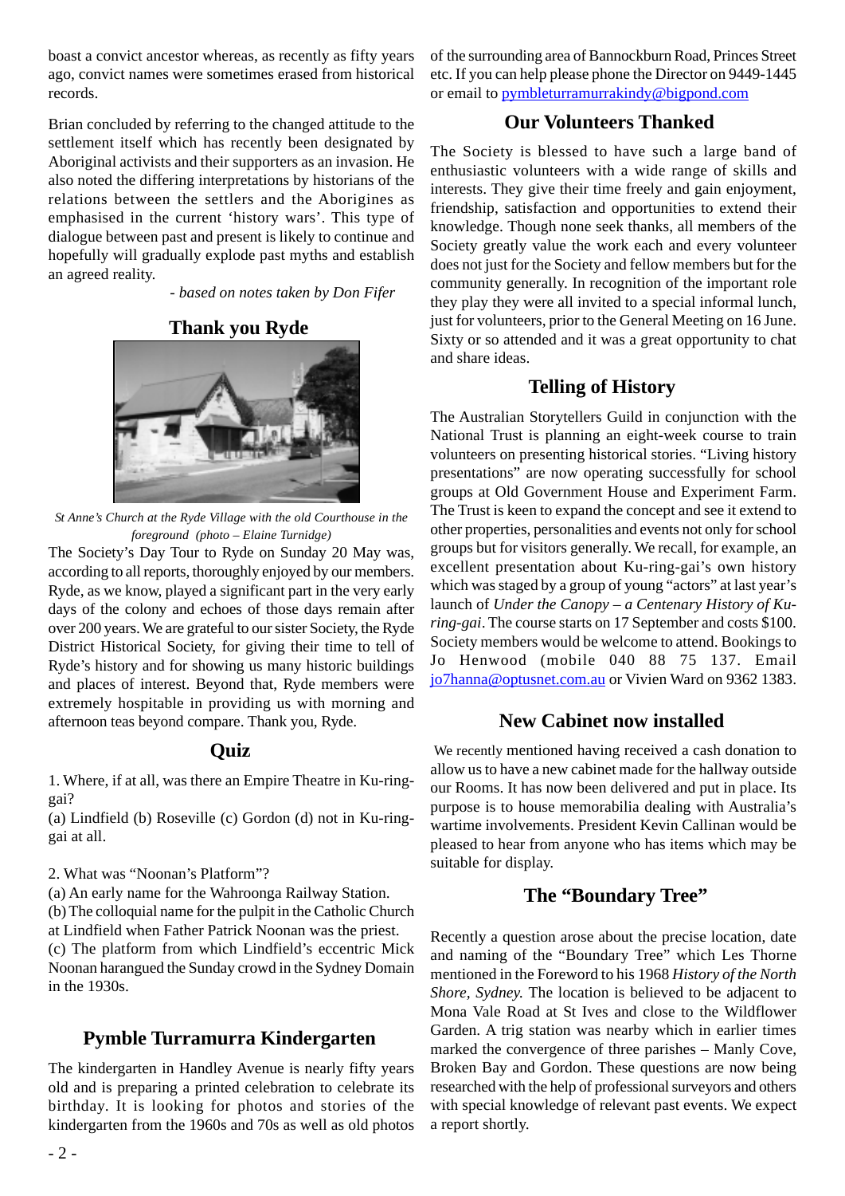boast a convict ancestor whereas, as recently as fifty years ago, convict names were sometimes erased from historical records.

Brian concluded by referring to the changed attitude to the settlement itself which has recently been designated by Aboriginal activists and their supporters as an invasion. He also noted the differing interpretations by historians of the relations between the settlers and the Aborigines as emphasised in the current 'history wars'. This type of dialogue between past and present is likely to continue and hopefully will gradually explode past myths and establish an agreed reality.

*- based on notes taken by Don Fifer*

## Thank you Ryde

*St Anne's Church at the Ryde Village with the old Courthouse in the foreground (photo – Elaine Turnidge)*

The Society's Day Tour to Ryde on Sunday 20 May was, according to all reports, thoroughly enjoyed by our members. Ryde, as we know, played a significant part in the very early days of the colony and echoes of those days remain after over 200 years. We are grateful to our sister Society, the Ryde District Historical Society, for giving their time to tell of Ryde's history and for showing us many historic buildings and places of interest. Beyond that, Ryde members were extremely hospitable in providing us with morning and afternoon teas beyond compare. Thank you, Ryde.

## Quiz

1. Where, if at all, was there an Empire Theatre in Ku-ring-gai?
(a) Lindfield (b) Roseville (c) Gordon (d) not in Ku-ring-gai at all.

2. What was "Noonan's Platform"?
(a) An early name for the Wahroonga Railway Station.
(b) The colloquial name for the pulpit in the Catholic Church at Lindfield when Father Patrick Noonan was the priest.
(c) The platform from which Lindfield's eccentric Mick Noonan harangued the Sunday crowd in the Sydney Domain in the 1930s.

## Pymble Turramurra Kindergarten

The kindergarten in Handley Avenue is nearly fifty years old and is preparing a printed celebration to celebrate its birthday. It is looking for photos and stories of the kindergarten from the 1960s and 70s as well as old photos of the surrounding area of Bannockburn Road, Princes Street etc. If you can help please phone the Director on 9449-1445 or email to pymbleturramurrakindy@bigpond.com

## Our Volunteers Thanked

The Society is blessed to have such a large band of enthusiastic volunteers with a wide range of skills and interests. They give their time freely and gain enjoyment, friendship, satisfaction and opportunities to extend their knowledge. Though none seek thanks, all members of the Society greatly value the work each and every volunteer does not just for the Society and fellow members but for the community generally. In recognition of the important role they play they were all invited to a special informal lunch, just for volunteers, prior to the General Meeting on 16 June. Sixty or so attended and it was a great opportunity to chat and share ideas.

## Telling of History

The Australian Storytellers Guild in conjunction with the National Trust is planning an eight-week course to train volunteers on presenting historical stories. "Living history presentations" are now operating successfully for school groups at Old Government House and Experiment Farm. The Trust is keen to expand the concept and see it extend to other properties, personalities and events not only for school groups but for visitors generally. We recall, for example, an excellent presentation about Ku-ring-gai's own history which was staged by a group of young "actors" at last year's launch of *Under the Canopy – a Centenary History of Ku-ring-gai*. The course starts on 17 September and costs $100. Society members would be welcome to attend. Bookings to Jo Henwood (mobile 040 88 75 137. Email jo7hanna@optusnet.com.au or Vivien Ward on 9362 1383.

## New Cabinet now installed

We recently mentioned having received a cash donation to allow us to have a new cabinet made for the hallway outside our Rooms. It has now been delivered and put in place. Its purpose is to house memorabilia dealing with Australia's wartime involvements. President Kevin Callinan would be pleased to hear from anyone who has items which may be suitable for display.

## The "Boundary Tree"

Recently a question arose about the precise location, date and naming of the "Boundary Tree" which Les Thorne mentioned in the Foreword to his 1968 *History of the North Shore, Sydney.* The location is believed to be adjacent to Mona Vale Road at St Ives and close to the Wildflower Garden. A trig station was nearby which in earlier times marked the convergence of three parishes – Manly Cove, Broken Bay and Gordon. These questions are now being researched with the help of professional surveyors and others with special knowledge of relevant past events. We expect a report shortly.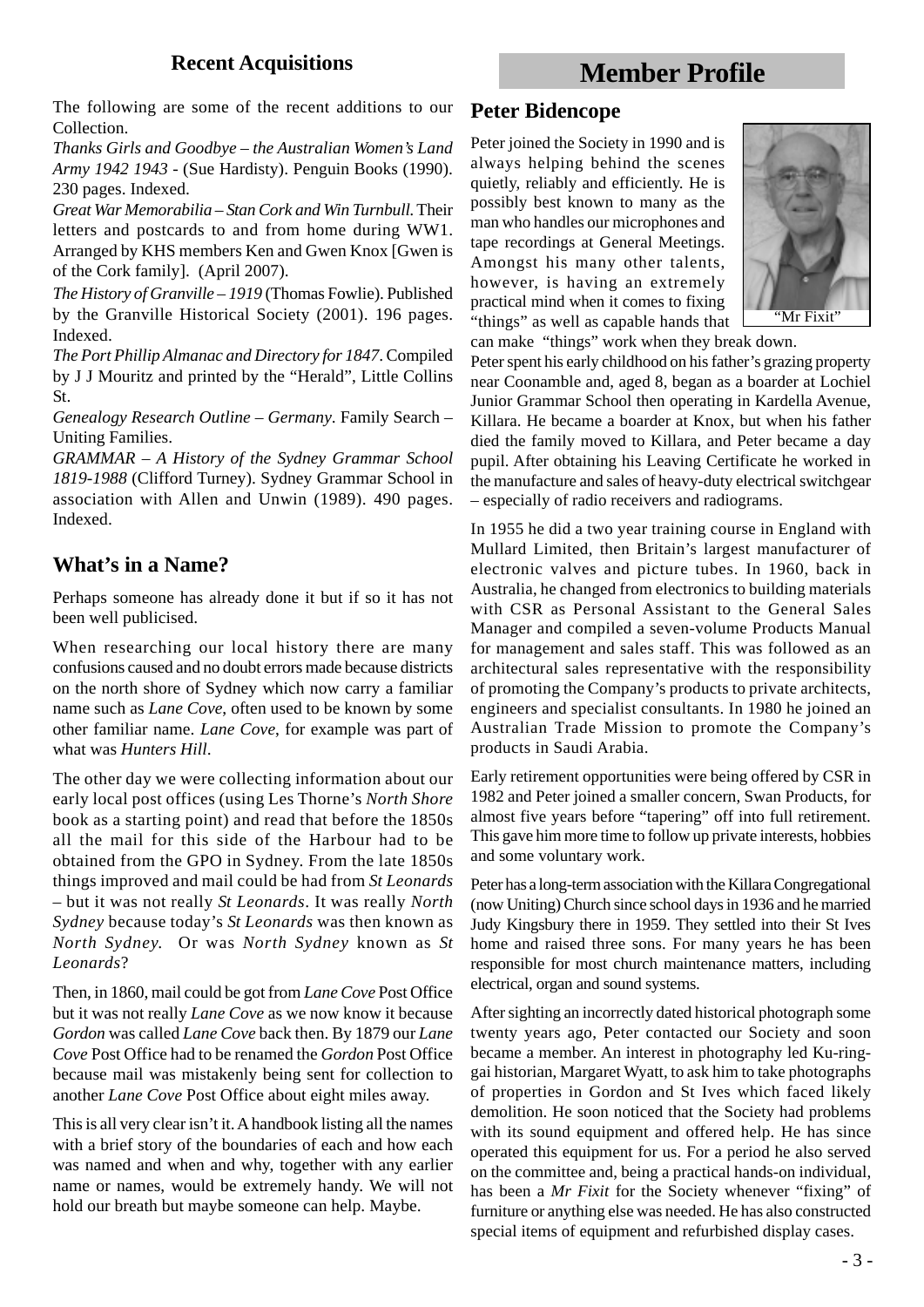## Recent Acquisitions

The following are some of the recent additions to our Collection.

*Thanks Girls and Goodbye – the Australian Women's Land Army 1942 1943* - (Sue Hardisty). Penguin Books (1990). 230 pages. Indexed.

*Great War Memorabilia – Stan Cork and Win Turnbull.* Their letters and postcards to and from home during WW1. Arranged by KHS members Ken and Gwen Knox [Gwen is of the Cork family]. (April 2007).

*The History of Granville – 1919* (Thomas Fowlie). Published by the Granville Historical Society (2001). 196 pages. Indexed.

*The Port Phillip Almanac and Directory for 1847*. Compiled by J J Mouritz and printed by the "Herald", Little Collins St.

*Genealogy Research Outline – Germany*. Family Search – Uniting Families.

*GRAMMAR – A History of the Sydney Grammar School 1819-1988* (Clifford Turney). Sydney Grammar School in association with Allen and Unwin (1989). 490 pages. Indexed.

## What's in a Name?

Perhaps someone has already done it but if so it has not been well publicised.

When researching our local history there are many confusions caused and no doubt errors made because districts on the north shore of Sydney which now carry a familiar name such as *Lane Cove*, often used to be known by some other familiar name. *Lane Cove*, for example was part of what was *Hunters Hill*.

The other day we were collecting information about our early local post offices (using Les Thorne's *North Shore* book as a starting point) and read that before the 1850s all the mail for this side of the Harbour had to be obtained from the GPO in Sydney. From the late 1850s things improved and mail could be had from *St Leonards* – but it was not really *St Leonards*. It was really *North Sydney* because today's *St Leonards* was then known as *North Sydney.* Or was *North Sydney* known as *St Leonards*?

Then, in 1860, mail could be got from *Lane Cove* Post Office but it was not really *Lane Cove* as we now know it because *Gordon* was called *Lane Cove* back then. By 1879 our *Lane Cove* Post Office had to be renamed the *Gordon* Post Office because mail was mistakenly being sent for collection to another *Lane Cove* Post Office about eight miles away.

This is all very clear isn't it. A handbook listing all the names with a brief story of the boundaries of each and how each was named and when and why, together with any earlier name or names, would be extremely handy. We will not hold our breath but maybe someone can help. Maybe.

# Member Profile

## Peter Bidencope

Peter joined the Society in 1990 and is always helping behind the scenes quietly, reliably and efficiently. He is possibly best known to many as the man who handles our microphones and tape recordings at General Meetings. Amongst his many other talents, however, is having an extremely practical mind when it comes to fixing "things" as well as capable hands that can make "things" work when they break down.

"Mr Fixit"

Peter spent his early childhood on his father's grazing property near Coonamble and, aged 8, began as a boarder at Lochiel Junior Grammar School then operating in Kardella Avenue, Killara. He became a boarder at Knox, but when his father died the family moved to Killara, and Peter became a day pupil. After obtaining his Leaving Certificate he worked in the manufacture and sales of heavy-duty electrical switchgear – especially of radio receivers and radiograms.

In 1955 he did a two year training course in England with Mullard Limited, then Britain's largest manufacturer of electronic valves and picture tubes. In 1960, back in Australia, he changed from electronics to building materials with CSR as Personal Assistant to the General Sales Manager and compiled a seven-volume Products Manual for management and sales staff. This was followed as an architectural sales representative with the responsibility of promoting the Company's products to private architects, engineers and specialist consultants. In 1980 he joined an Australian Trade Mission to promote the Company's products in Saudi Arabia.

Early retirement opportunities were being offered by CSR in 1982 and Peter joined a smaller concern, Swan Products, for almost five years before "tapering" off into full retirement. This gave him more time to follow up private interests, hobbies and some voluntary work.

Peter has a long-term association with the Killara Congregational (now Uniting) Church since school days in 1936 and he married Judy Kingsbury there in 1959. They settled into their St Ives home and raised three sons. For many years he has been responsible for most church maintenance matters, including electrical, organ and sound systems.

After sighting an incorrectly dated historical photograph some twenty years ago, Peter contacted our Society and soon became a member. An interest in photography led Ku-ring-gai historian, Margaret Wyatt, to ask him to take photographs of properties in Gordon and St Ives which faced likely demolition. He soon noticed that the Society had problems with its sound equipment and offered help. He has since operated this equipment for us. For a period he also served on the committee and, being a practical hands-on individual, has been a *Mr Fixit* for the Society whenever "fixing" of furniture or anything else was needed. He has also constructed special items of equipment and refurbished display cases.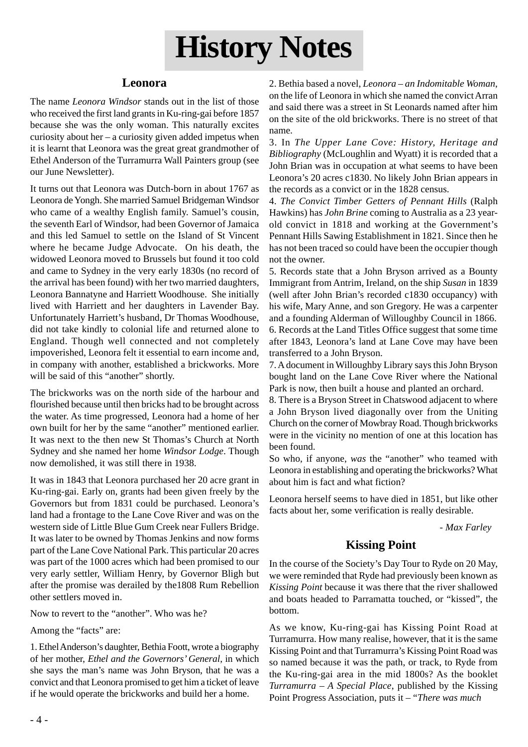# History Notes

## Leonora

The name *Leonora Windsor* stands out in the list of those who received the first land grants in Ku-ring-gai before 1857 because she was the only woman. This naturally excites curiosity about her – a curiosity given added impetus when it is learnt that Leonora was the great great grandmother of Ethel Anderson of the Turramurra Wall Painters group (see our June Newsletter).

It turns out that Leonora was Dutch-born in about 1767 as Leonora de Yongh. She married Samuel Bridgeman Windsor who came of a wealthy English family. Samuel's cousin, the seventh Earl of Windsor, had been Governor of Jamaica and this led Samuel to settle on the Island of St Vincent where he became Judge Advocate. On his death, the widowed Leonora moved to Brussels but found it too cold and came to Sydney in the very early 1830s (no record of the arrival has been found) with her two married daughters, Leonora Bannatyne and Harriett Woodhouse. She initially lived with Harriett and her daughters in Lavender Bay. Unfortunately Harriett's husband, Dr Thomas Woodhouse, did not take kindly to colonial life and returned alone to England. Though well connected and not completely impoverished, Leonora felt it essential to earn income and, in company with another, established a brickworks. More will be said of this "another" shortly.

The brickworks was on the north side of the harbour and flourished because until then bricks had to be brought across the water. As time progressed, Leonora had a home of her own built for her by the same "another" mentioned earlier. It was next to the then new St Thomas's Church at North Sydney and she named her home *Windsor Lodge*. Though now demolished, it was still there in 1938.

It was in 1843 that Leonora purchased her 20 acre grant in Ku-ring-gai. Early on, grants had been given freely by the Governors but from 1831 could be purchased. Leonora's land had a frontage to the Lane Cove River and was on the western side of Little Blue Gum Creek near Fullers Bridge. It was later to be owned by Thomas Jenkins and now forms part of the Lane Cove National Park. This particular 20 acres was part of the 1000 acres which had been promised to our very early settler, William Henry, by Governor Bligh but after the promise was derailed by the1808 Rum Rebellion other settlers moved in.

Now to revert to the "another". Who was he?

Among the "facts" are:

1. Ethel Anderson's daughter, Bethia Foott, wrote a biography of her mother, *Ethel and the Governors' General*, in which she says the man's name was John Bryson, that he was a convict and that Leonora promised to get him a ticket of leave if he would operate the brickworks and build her a home.
2. Bethia based a novel, *Leonora – an Indomitable Woman*, on the life of Leonora in which she named the convict Arran and said there was a street in St Leonards named after him on the site of the old brickworks. There is no street of that name.
3. In *The Upper Lane Cove: History, Heritage and Bibliography* (McLoughlin and Wyatt) it is recorded that a John Brian was in occupation at what seems to have been Leonora's 20 acres c1830. No likely John Brian appears in the records as a convict or in the 1828 census.
4. *The Convict Timber Getters of Pennant Hills* (Ralph Hawkins) has *John Brine* coming to Australia as a 23 year-old convict in 1818 and working at the Government's Pennant Hills Sawing Establishment in 1821. Since then he has not been traced so could have been the occupier though not the owner.
5. Records state that a John Bryson arrived as a Bounty Immigrant from Antrim, Ireland, on the ship *Susan* in 1839 (well after John Brian's recorded c1830 occupancy) with his wife, Mary Anne, and son Gregory. He was a carpenter and a founding Alderman of Willoughby Council in 1866.
6. Records at the Land Titles Office suggest that some time after 1843, Leonora's land at Lane Cove may have been transferred to a John Bryson.
7. A document in Willoughby Library says this John Bryson bought land on the Lane Cove River where the National Park is now, then built a house and planted an orchard.
8. There is a Bryson Street in Chatswood adjacent to where a John Bryson lived diagonally over from the Uniting Church on the corner of Mowbray Road. Though brickworks were in the vicinity no mention of one at this location has been found.

So who, if anyone, *was* the "another" who teamed with Leonora in establishing and operating the brickworks? What about him is fact and what fiction?

Leonora herself seems to have died in 1851, but like other facts about her, some verification is really desirable.

*- Max Farley*

## Kissing Point

In the course of the Society's Day Tour to Ryde on 20 May, we were reminded that Ryde had previously been known as *Kissing Point* because it was there that the river shallowed and boats headed to Parramatta touched, or "kissed", the bottom.

As we know, Ku-ring-gai has Kissing Point Road at Turramurra. How many realise, however, that it is the same Kissing Point and that Turramurra's Kissing Point Road was so named because it was the path, or track, to Ryde from the Ku-ring-gai area in the mid 1800s? As the booklet *Turramurra – A Special Place*, published by the Kissing Point Progress Association, puts it – "*There was much*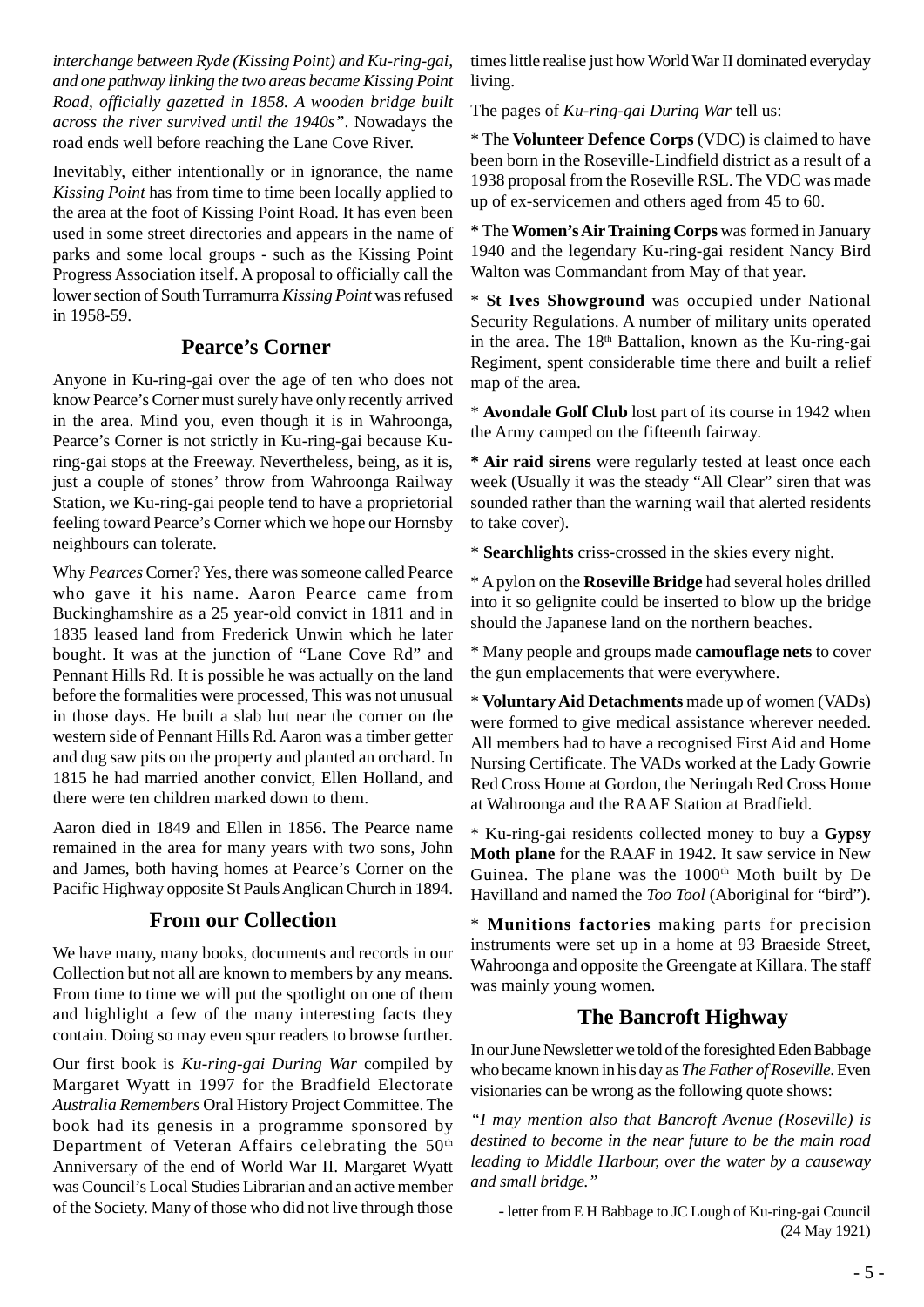*interchange between Ryde (Kissing Point) and Ku-ring-gai, and one pathway linking the two areas became Kissing Point Road, officially gazetted in 1858. A wooden bridge built across the river survived until the 1940s"*. Nowadays the road ends well before reaching the Lane Cove River.

Inevitably, either intentionally or in ignorance, the name *Kissing Point* has from time to time been locally applied to the area at the foot of Kissing Point Road. It has even been used in some street directories and appears in the name of parks and some local groups - such as the Kissing Point Progress Association itself. A proposal to officially call the lower section of South Turramurra *Kissing Point* was refused in 1958-59.

## Pearce's Corner

Anyone in Ku-ring-gai over the age of ten who does not know Pearce's Corner must surely have only recently arrived in the area. Mind you, even though it is in Wahroonga, Pearce's Corner is not strictly in Ku-ring-gai because Ku-ring-gai stops at the Freeway. Nevertheless, being, as it is, just a couple of stones' throw from Wahroonga Railway Station, we Ku-ring-gai people tend to have a proprietorial feeling toward Pearce's Corner which we hope our Hornsby neighbours can tolerate.

Why *Pearces* Corner? Yes, there was someone called Pearce who gave it his name. Aaron Pearce came from Buckinghamshire as a 25 year-old convict in 1811 and in 1835 leased land from Frederick Unwin which he later bought. It was at the junction of "Lane Cove Rd" and Pennant Hills Rd. It is possible he was actually on the land before the formalities were processed, This was not unusual in those days. He built a slab hut near the corner on the western side of Pennant Hills Rd. Aaron was a timber getter and dug saw pits on the property and planted an orchard. In 1815 he had married another convict, Ellen Holland, and there were ten children marked down to them.

Aaron died in 1849 and Ellen in 1856. The Pearce name remained in the area for many years with two sons, John and James, both having homes at Pearce's Corner on the Pacific Highway opposite St Pauls Anglican Church in 1894.

## From our Collection

We have many, many books, documents and records in our Collection but not all are known to members by any means. From time to time we will put the spotlight on one of them and highlight a few of the many interesting facts they contain. Doing so may even spur readers to browse further.

Our first book is *Ku-ring-gai During War* compiled by Margaret Wyatt in 1997 for the Bradfield Electorate *Australia Remembers* Oral History Project Committee. The book had its genesis in a programme sponsored by Department of Veteran Affairs celebrating the 50th Anniversary of the end of World War II. Margaret Wyatt was Council's Local Studies Librarian and an active member of the Society. Many of those who did not live through those times little realise just how World War II dominated everyday living.

The pages of *Ku-ring-gai During War* tell us:

* The **Volunteer Defence Corps** (VDC) is claimed to have been born in the Roseville-Lindfield district as a result of a 1938 proposal from the Roseville RSL. The VDC was made up of ex-servicemen and others aged from 45 to 60.

* The **Women's Air Training Corps** was formed in January 1940 and the legendary Ku-ring-gai resident Nancy Bird Walton was Commandant from May of that year.

* **St Ives Showground** was occupied under National Security Regulations. A number of military units operated in the area. The 18th Battalion, known as the Ku-ring-gai Regiment, spent considerable time there and built a relief map of the area.

* **Avondale Golf Club** lost part of its course in 1942 when the Army camped on the fifteenth fairway.

* **Air raid sirens** were regularly tested at least once each week (Usually it was the steady "All Clear" siren that was sounded rather than the warning wail that alerted residents to take cover).

* **Searchlights** criss-crossed in the skies every night.

* A pylon on the **Roseville Bridge** had several holes drilled into it so gelignite could be inserted to blow up the bridge should the Japanese land on the northern beaches.

* Many people and groups made **camouflage nets** to cover the gun emplacements that were everywhere.

* **Voluntary Aid Detachments** made up of women (VADs) were formed to give medical assistance wherever needed. All members had to have a recognised First Aid and Home Nursing Certificate. The VADs worked at the Lady Gowrie Red Cross Home at Gordon, the Neringah Red Cross Home at Wahroonga and the RAAF Station at Bradfield.

* Ku-ring-gai residents collected money to buy a **Gypsy Moth plane** for the RAAF in 1942. It saw service in New Guinea. The plane was the 1000th Moth built by De Havilland and named the *Too Tool* (Aboriginal for "bird").

* **Munitions factories** making parts for precision instruments were set up in a home at 93 Braeside Street, Wahroonga and opposite the Greengate at Killara. The staff was mainly young women.

## The Bancroft Highway

In our June Newsletter we told of the foresighted Eden Babbage who became known in his day as *The Father of Roseville*. Even visionaries can be wrong as the following quote shows:

*"I may mention also that Bancroft Avenue (Roseville) is destined to become in the near future to be the main road leading to Middle Harbour, over the water by a causeway and small bridge."*

- letter from E H Babbage to JC Lough of Ku-ring-gai Council (24 May 1921)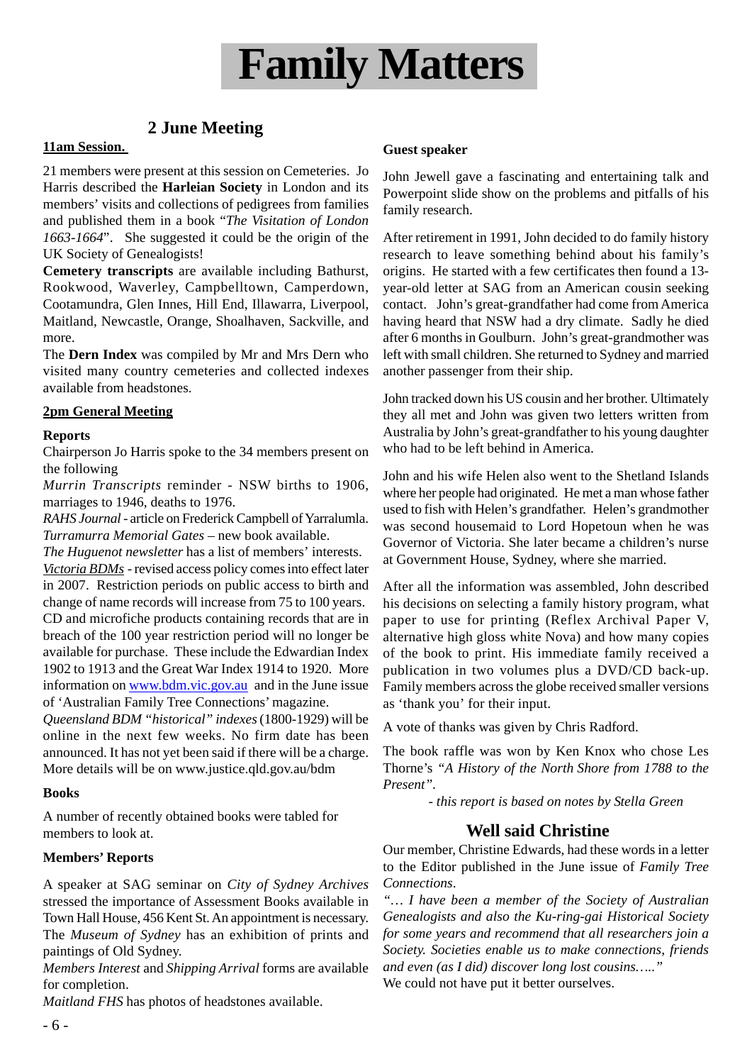# Family Matters

## 2 June Meeting

**11am Session.**

21 members were present at this session on Cemeteries. Jo Harris described the **Harleian Society** in London and its members' visits and collections of pedigrees from families and published them in a book "*The Visitation of London 1663-1664*". She suggested it could be the origin of the UK Society of Genealogists!

**Cemetery transcripts** are available including Bathurst, Rookwood, Waverley, Campbelltown, Camperdown, Cootamundra, Glen Innes, Hill End, Illawarra, Liverpool, Maitland, Newcastle, Orange, Shoalhaven, Sackville, and more.

The **Dern Index** was compiled by Mr and Mrs Dern who visited many country cemeteries and collected indexes available from headstones.

**2pm General Meeting**

**Reports**

Chairperson Jo Harris spoke to the 34 members present on the following

*Murrin Transcripts* reminder - NSW births to 1906, marriages to 1946, deaths to 1976.

*RAHS Journal* - article on Frederick Campbell of Yarralumla.

*Turramurra Memorial Gates* – new book available.

*The Huguenot newsletter* has a list of members' interests.

*Victoria BDMs* - revised access policy comes into effect later in 2007. Restriction periods on public access to birth and change of name records will increase from 75 to 100 years. CD and microfiche products containing records that are in breach of the 100 year restriction period will no longer be available for purchase. These include the Edwardian Index 1902 to 1913 and the Great War Index 1914 to 1920. More information on www.bdm.vic.gov.au and in the June issue of 'Australian Family Tree Connections' magazine.

*Queensland BDM "historical" indexes* (1800-1929) will be online in the next few weeks. No firm date has been announced. It has not yet been said if there will be a charge. More details will be on www.justice.qld.gov.au/bdm

**Books**

A number of recently obtained books were tabled for members to look at.

**Members' Reports**

A speaker at SAG seminar on *City of Sydney Archives* stressed the importance of Assessment Books available in Town Hall House, 456 Kent St. An appointment is necessary. The *Museum of Sydney* has an exhibition of prints and paintings of Old Sydney.

*Members Interest* and *Shipping Arrival* forms are available for completion.

*Maitland FHS* has photos of headstones available.

**Guest speaker**

John Jewell gave a fascinating and entertaining talk and Powerpoint slide show on the problems and pitfalls of his family research.

After retirement in 1991, John decided to do family history research to leave something behind about his family's origins. He started with a few certificates then found a 13-year-old letter at SAG from an American cousin seeking contact. John's great-grandfather had come from America having heard that NSW had a dry climate. Sadly he died after 6 months in Goulburn. John's great-grandmother was left with small children. She returned to Sydney and married another passenger from their ship.

John tracked down his US cousin and her brother. Ultimately they all met and John was given two letters written from Australia by John's great-grandfather to his young daughter who had to be left behind in America.

John and his wife Helen also went to the Shetland Islands where her people had originated. He met a man whose father used to fish with Helen's grandfather. Helen's grandmother was second housemaid to Lord Hopetoun when he was Governor of Victoria. She later became a children's nurse at Government House, Sydney, where she married.

After all the information was assembled, John described his decisions on selecting a family history program, what paper to use for printing (Reflex Archival Paper V, alternative high gloss white Nova) and how many copies of the book to print. His immediate family received a publication in two volumes plus a DVD/CD back-up. Family members across the globe received smaller versions as 'thank you' for their input.

A vote of thanks was given by Chris Radford.

The book raffle was won by Ken Knox who chose Les Thorne's *"A History of the North Shore from 1788 to the Present"*.

*- this report is based on notes by Stella Green*

## Well said Christine

Our member, Christine Edwards, had these words in a letter to the Editor published in the June issue of *Family Tree Connections*.

*"… I have been a member of the Society of Australian Genealogists and also the Ku-ring-gai Historical Society for some years and recommend that all researchers join a Society. Societies enable us to make connections, friends and even (as I did) discover long lost cousins….."*

We could not have put it better ourselves.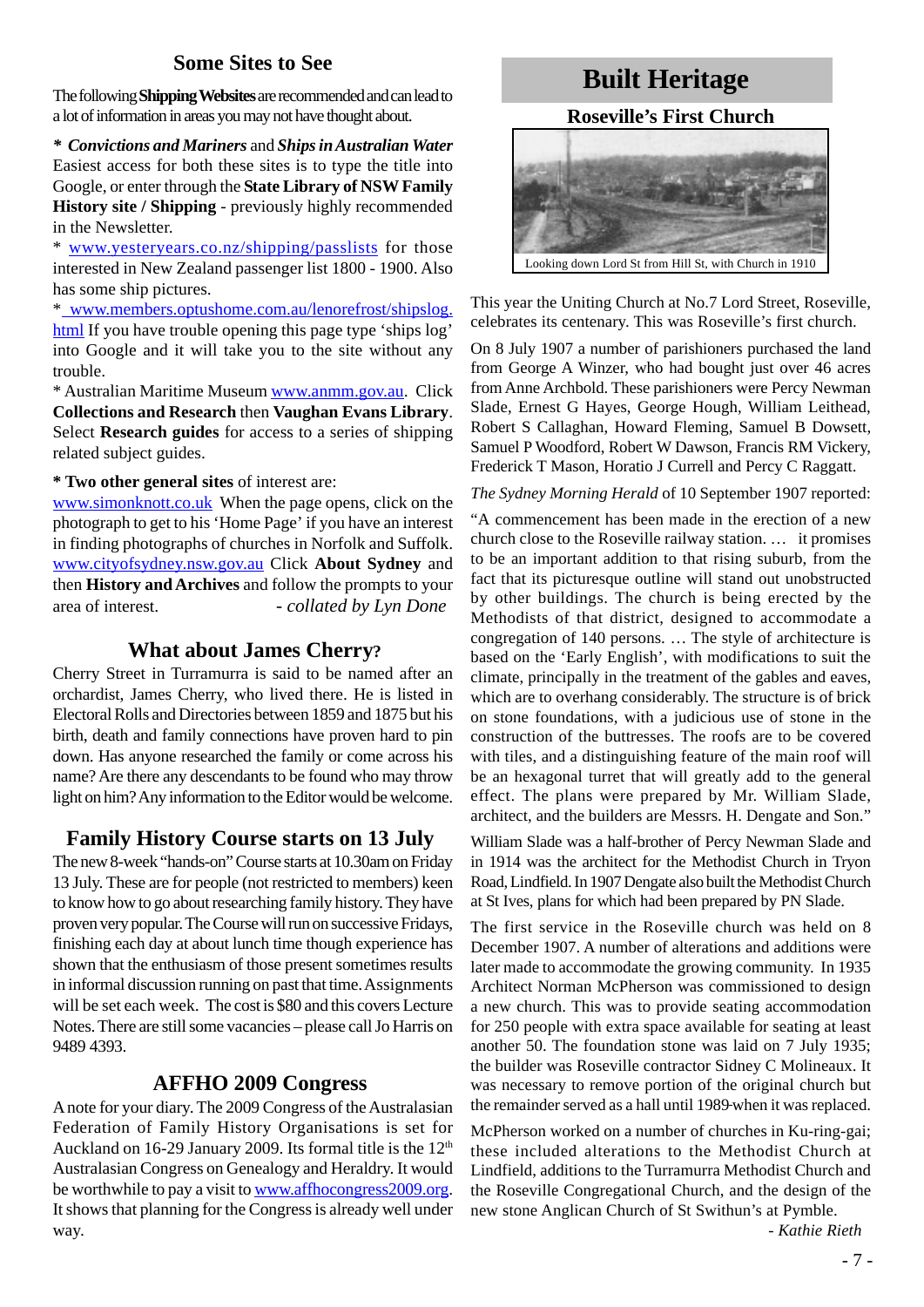## Some Sites to See

The following **Shipping Websites** are recommended and can lead to a lot of information in areas you may not have thought about.

\* ***Convictions and Mariners*** and ***Ships in Australian Water*** Easiest access for both these sites is to type the title into Google, or enter through the **State Library of NSW Family History site / Shipping** - previously highly recommended in the Newsletter.

\* www.yesteryears.co.nz/shipping/passlists for those interested in New Zealand passenger list 1800 - 1900. Also has some ship pictures.

\* www.members.optushome.com.au/lenorefrost/shipslog.html If you have trouble opening this page type 'ships log' into Google and it will take you to the site without any trouble.

\* Australian Maritime Museum www.anmm.gov.au. Click **Collections and Research** then **Vaughan Evans Library**. Select **Research guides** for access to a series of shipping related subject guides.

**\* Two other general sites** of interest are:

www.simonknott.co.uk When the page opens, click on the photograph to get to his 'Home Page' if you have an interest in finding photographs of churches in Norfolk and Suffolk. www.cityofsydney.nsw.gov.au Click **About Sydney** and then **History and Archives** and follow the prompts to your area of interest.

*- collated by Lyn Done*

## What about James Cherry?

Cherry Street in Turramurra is said to be named after an orchardist, James Cherry, who lived there. He is listed in Electoral Rolls and Directories between 1859 and 1875 but his birth, death and family connections have proven hard to pin down. Has anyone researched the family or come across his name? Are there any descendants to be found who may throw light on him? Any information to the Editor would be welcome.

## Family History Course starts on 13 July

The new 8-week "hands-on" Course starts at 10.30am on Friday 13 July. These are for people (not restricted to members) keen to know how to go about researching family history. They have proven very popular. The Course will run on successive Fridays, finishing each day at about lunch time though experience has shown that the enthusiasm of those present sometimes results in informal discussion running on past that time. Assignments will be set each week. The cost is $80 and this covers Lecture Notes. There are still some vacancies – please call Jo Harris on 9489 4393.

## AFFHO 2009 Congress

A note for your diary. The 2009 Congress of the Australasian Federation of Family History Organisations is set for Auckland on 16-29 January 2009. Its formal title is the 12th Australasian Congress on Genealogy and Heraldry. It would be worthwhile to pay a visit to www.affhocongress2009.org. It shows that planning for the Congress is already well under way.

# Built Heritage

### Roseville's First Church

Looking down Lord St from Hill St, with Church in 1910

This year the Uniting Church at No.7 Lord Street, Roseville, celebrates its centenary. This was Roseville's first church.

On 8 July 1907 a number of parishioners purchased the land from George A Winzer, who had bought just over 46 acres from Anne Archbold. These parishioners were Percy Newman Slade, Ernest G Hayes, George Hough, William Leithead, Robert S Callaghan, Howard Fleming, Samuel B Dowsett, Samuel P Woodford, Robert W Dawson, Francis RM Vickery, Frederick T Mason, Horatio J Currell and Percy C Raggatt.

*The Sydney Morning Herald* of 10 September 1907 reported:

"A commencement has been made in the erection of a new church close to the Roseville railway station. … it promises to be an important addition to that rising suburb, from the fact that its picturesque outline will stand out unobstructed by other buildings. The church is being erected by the Methodists of that district, designed to accommodate a congregation of 140 persons. … The style of architecture is based on the 'Early English', with modifications to suit the climate, principally in the treatment of the gables and eaves, which are to overhang considerably. The structure is of brick on stone foundations, with a judicious use of stone in the construction of the buttresses. The roofs are to be covered with tiles, and a distinguishing feature of the main roof will be an hexagonal turret that will greatly add to the general effect. The plans were prepared by Mr. William Slade, architect, and the builders are Messrs. H. Dengate and Son."

William Slade was a half-brother of Percy Newman Slade and in 1914 was the architect for the Methodist Church in Tryon Road, Lindfield. In 1907 Dengate also built the Methodist Church at St Ives, plans for which had been prepared by PN Slade.

The first service in the Roseville church was held on 8 December 1907. A number of alterations and additions were later made to accommodate the growing community. In 1935 Architect Norman McPherson was commissioned to design a new church. This was to provide seating accommodation for 250 people with extra space available for seating at least another 50. The foundation stone was laid on 7 July 1935; the builder was Roseville contractor Sidney C Molineaux. It was necessary to remove portion of the original church but the remainder served as a hall until 1989 when it was replaced.

McPherson worked on a number of churches in Ku-ring-gai; these included alterations to the Methodist Church at Lindfield, additions to the Turramurra Methodist Church and the Roseville Congregational Church, and the design of the new stone Anglican Church of St Swithun's at Pymble.

*- Kathie Rieth*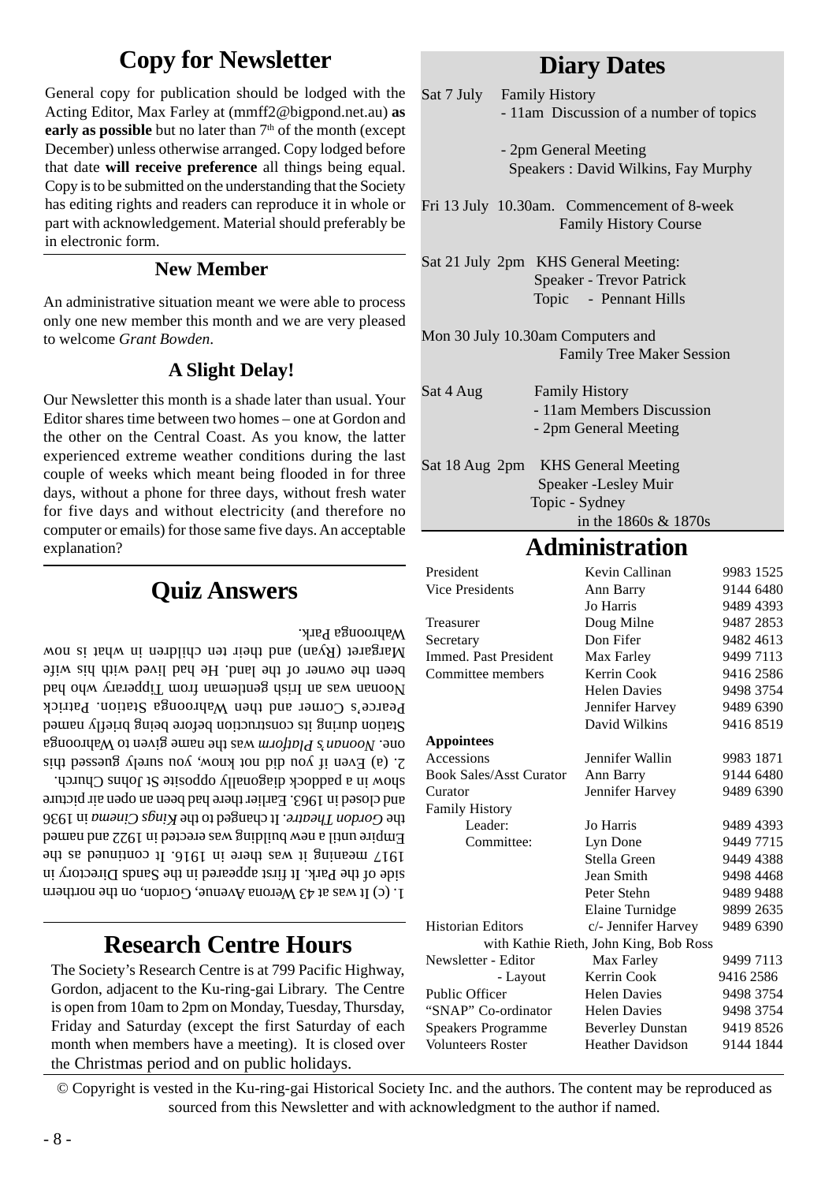## Copy for Newsletter

General copy for publication should be lodged with the Acting Editor, Max Farley at (mmff2@bigpond.net.au) **as early as possible** but no later than 7th of the month (except December) unless otherwise arranged. Copy lodged before that date **will receive preference** all things being equal. Copy is to be submitted on the understanding that the Society has editing rights and readers can reproduce it in whole or part with acknowledgement. Material should preferably be in electronic form.

### New Member

An administrative situation meant we were able to process only one new member this month and we are very pleased to welcome *Grant Bowden*.

### A Slight Delay!

Our Newsletter this month is a shade later than usual. Your Editor shares time between two homes – one at Gordon and the other on the Central Coast. As you know, the latter experienced extreme weather conditions during the last couple of weeks which meant being flooded in for three days, without a phone for three days, without fresh water for five days and without electricity (and therefore no computer or emails) for those same five days. An acceptable explanation?

## Quiz Answers

1. (c) It was at 43 Werona Avenue, Gordon, on the northern side of the Park. It first appeared in the Sands Directory in 1917 meaning it was there in 1916. It continued as the Empire until a new building was erected in 1922 and named the *Gordon Theatre*. It changed to the *Kings Cinema* in 1936 and closed in 1963. Earlier there had been an open air picture show in a paddock diagonally opposite St Johns Church.

2. (a) Even if you did not know, you surely guessed this one. *Noonan's Platform* was the name given to Wahroonga Station during its construction before being briefly named Pearce's Corner and then Wahroonga Station. Patrick Noonan was an Irish gentleman from Tipperary who had been the owner of the land. He had lived with his wife Margaret (Ryan) and their ten children in what is now Wahroonga Park.

## Research Centre Hours

The Society's Research Centre is at 799 Pacific Highway, Gordon, adjacent to the Ku-ring-gai Library. The Centre is open from 10am to 2pm on Monday, Tuesday, Thursday, Friday and Saturday (except the first Saturday of each month when members have a meeting). It is closed over the Christmas period and on public holidays.

## Diary Dates

Sat 7 July Family History
- 11am Discussion of a number of topics
- 2pm General Meeting
  Speakers : David Wilkins, Fay Murphy

Fri 13 July 10.30am. Commencement of 8-week Family History Course

Sat 21 July 2pm KHS General Meeting:
Speaker - Trevor Patrick
Topic - Pennant Hills

Mon 30 July 10.30am Computers and Family Tree Maker Session

Sat 4 Aug Family History
- 11am Members Discussion
- 2pm General Meeting

Sat 18 Aug 2pm KHS General Meeting
Speaker -Lesley Muir
Topic - Sydney in the 1860s & 1870s

## Administration

| | | |
|---|---|---|
| President | Kevin Callinan | 9983 1525 |
| Vice Presidents | Ann Barry | 9144 6480 |
| | Jo Harris | 9489 4393 |
| Treasurer | Doug Milne | 9487 2853 |
| Secretary | Don Fifer | 9482 4613 |
| Immed. Past President | Max Farley | 9499 7113 |
| Committee members | Kerrin Cook | 9416 2586 |
| | Helen Davies | 9498 3754 |
| | Jennifer Harvey | 9489 6390 |
| | David Wilkins | 9416 8519 |
| **Appointees** | | |
| Accessions | Jennifer Wallin | 9983 1871 |
| Book Sales/Asst Curator | Ann Barry | 9144 6480 |
| Curator | Jennifer Harvey | 9489 6390 |
| Family History | | |
| Leader: | Jo Harris | 9489 4393 |
| Committee: | Lyn Done | 9449 7715 |
| | Stella Green | 9449 4388 |
| | Jean Smith | 9498 4468 |
| | Peter Stehn | 9489 9488 |
| | Elaine Turnidge | 9899 2635 |
| Historian Editors | c/- Jennifer Harvey | 9489 6390 |
| with Kathie Rieth, John King, Bob Ross | | |
| Newsletter - Editor | Max Farley | 9499 7113 |
| - Layout | Kerrin Cook | 9416 2586 |
| Public Officer | Helen Davies | 9498 3754 |
| "SNAP" Co-ordinator | Helen Davies | 9498 3754 |
| Speakers Programme | Beverley Dunstan | 9419 8526 |
| Volunteers Roster | Heather Davidson | 9144 1844 |

© Copyright is vested in the Ku-ring-gai Historical Society Inc. and the authors. The content may be reproduced as sourced from this Newsletter and with acknowledgment to the author if named.